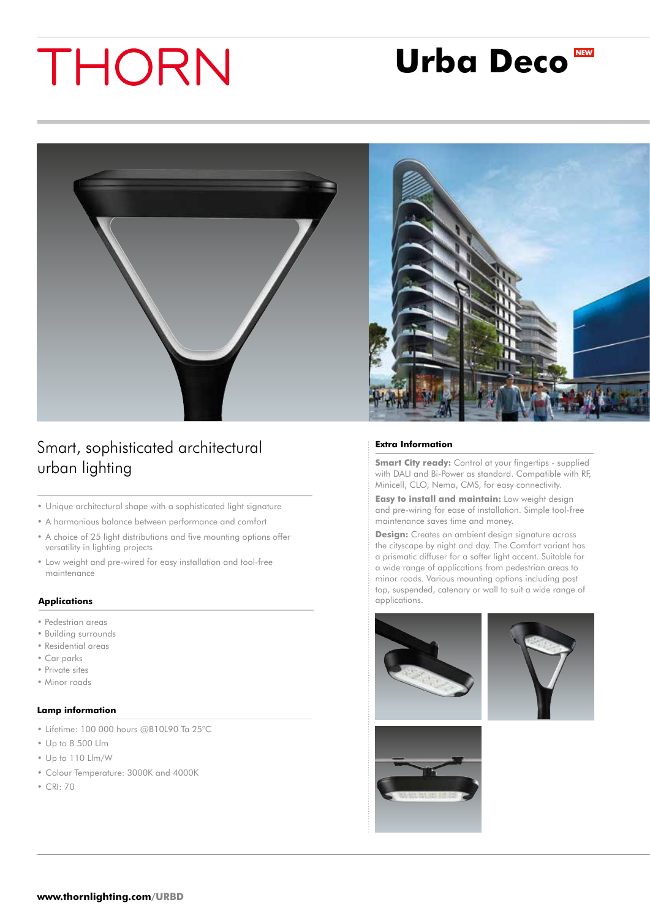# THORN

# Urba Deco NEW

## Smart, sophisticated architectural urban lighting

- Unique architectural shape with a sophisticated light signature
- A harmonious balance between performance and comfort
- A choice of 25 light distributions and five mounting options offer versatility in lighting projects
- Low weight and pre-wired for easy installation and tool-free maintenance

### Applications

- Pedestrian areas
- Building surrounds
- Residential areas
- Car parks
- Private sites
- Minor roads

### Lamp information

- Lifetime: 100 000 hours @B10L90 Ta 25°C
- Up to 8 500 Llm
- Up to 110 Llm/W
- Colour Temperature: 3000K and 4000K
- CRI: 70

### Extra Information

**Smart City ready:** Control at your fingertips - supplied with DALI and Bi-Power as standard. Compatible with RF, Minicell, CLO, Nema, CMS, for easy connectivity.

**Easy to install and maintain:** Low weight design and pre-wiring for ease of installation. Simple tool-free maintenance saves time and money.

**Design:** Creates an ambient design signature across the cityscape by night and day. The Comfort variant has a prismatic diffuser for a softer light accent. Suitable for a wide range of applications from pedestrian areas to minor roads. Various mounting options including post top, suspended, catenary or wall to suit a wide range of applications.

**www.thornlighting.com/URBD**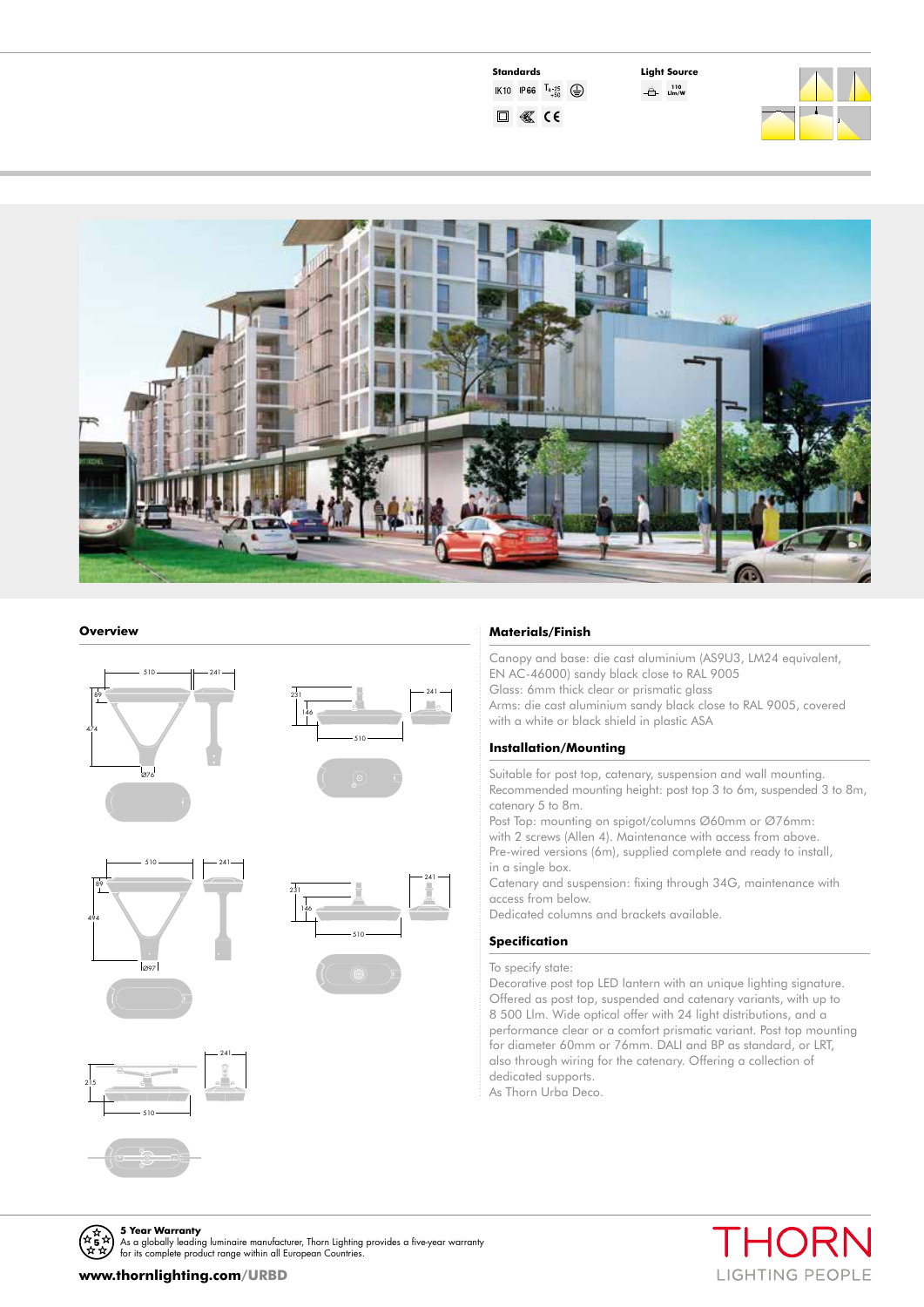**Standards**

IK10 IP66 $T_a$ -25 +50

**Light Source**

110 Llm/W

## Overview

## Materials/Finish

Canopy and base: die cast aluminium (AS9U3, LM24 equivalent, EN AC-46000) sandy black close to RAL 9005
Glass: 6mm thick clear or prismatic glass
Arms: die cast aluminium sandy black close to RAL 9005, covered with a white or black shield in plastic ASA

## Installation/Mounting

Suitable for post top, catenary, suspension and wall mounting.
Recommended mounting height: post top 3 to 6m, suspended 3 to 8m, catenary 5 to 8m.
Post Top: mounting on spigot/columns Ø60mm or Ø76mm: with 2 screws (Allen 4). Maintenance with access from above.
Pre-wired versions (6m), supplied complete and ready to install, in a single box.
Catenary and suspension: fixing through 34G, maintenance with access from below.
Dedicated columns and brackets available.

## Specification

To specify state:
Decorative post top LED lantern with an unique lighting signature. Offered as post top, suspended and catenary variants, with up to 8 500 Llm. Wide optical offer with 24 light distributions, and a performance clear or a comfort prismatic variant. Post top mounting for diameter 60mm or 76mm. DALI and BP as standard, or LRT, also through wiring for the catenary. Offering a collection of dedicated supports.
As Thorn Urba Deco.

**5 Year Warranty**
As a globally leading luminaire manufacturer, Thorn Lighting provides a five-year warranty for its complete product range within all European Countries.

**www.thornlighting.com/URBD**

THORN
LIGHTING PEOPLE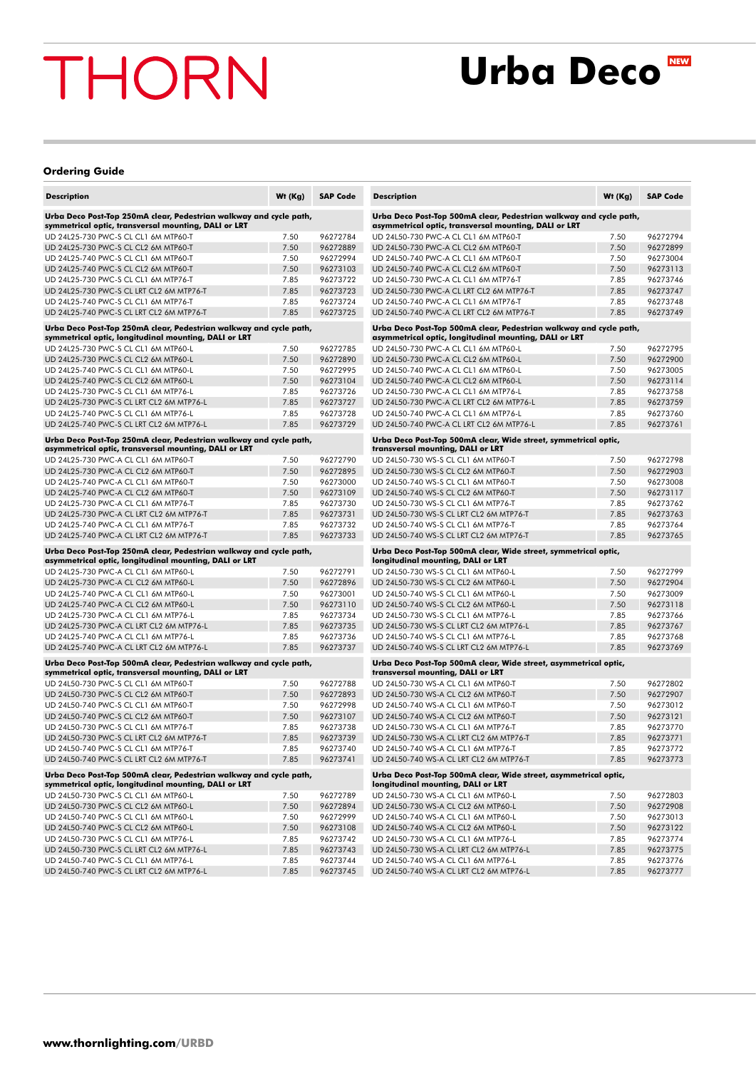# THORN

# Urba Deco NEW

## Ordering Guide

| Description | Wt (Kg) | SAP Code |
|---|---|---|
| **Urba Deco Post-Top 250mA clear, Pedestrian walkway and cycle path, symmetrical optic, transversal mounting, DALI or LRT** | | |
| UD 24L25-730 PWC-S CL CL1 6M MTP60-T | 7.50 | 96272784 |
| UD 24L25-730 PWC-S CL CL2 6M MTP60-T | 7.50 | 96272889 |
| UD 24L25-740 PWC-S CL CL1 6M MTP60-T | 7.50 | 96272994 |
| UD 24L25-740 PWC-S CL CL2 6M MTP60-T | 7.50 | 96273103 |
| UD 24L25-730 PWC-S CL CL1 6M MTP76-T | 7.85 | 96273722 |
| UD 24L25-730 PWC-S CL LRT CL2 6M MTP76-T | 7.85 | 96273723 |
| UD 24L25-740 PWC-S CL CL1 6M MTP76-T | 7.85 | 96273724 |
| UD 24L25-740 PWC-S CL LRT CL2 6M MTP76-T | 7.85 | 96273725 |
| **Urba Deco Post-Top 250mA clear, Pedestrian walkway and cycle path, symmetrical optic, longitudinal mounting, DALI or LRT** | | |
| UD 24L25-730 PWC-S CL CL1 6M MTP60-L | 7.50 | 96272785 |
| UD 24L25-730 PWC-S CL CL2 6M MTP60-L | 7.50 | 96272890 |
| UD 24L25-740 PWC-S CL CL1 6M MTP60-L | 7.50 | 96272995 |
| UD 24L25-740 PWC-S CL CL2 6M MTP60-L | 7.50 | 96273104 |
| UD 24L25-730 PWC-S CL CL1 6M MTP76-L | 7.85 | 96273726 |
| UD 24L25-730 PWC-S CL LRT CL2 6M MTP76-L | 7.85 | 96273727 |
| UD 24L25-740 PWC-S CL CL1 6M MTP76-L | 7.85 | 96273728 |
| UD 24L25-740 PWC-S CL LRT CL2 6M MTP76-L | 7.85 | 96273729 |
| **Urba Deco Post-Top 250mA clear, Pedestrian walkway and cycle path, asymmetrical optic, transversal mounting, DALI or LRT** | | |
| UD 24L25-730 PWC-A CL CL1 6M MTP60-T | 7.50 | 96272790 |
| UD 24L25-730 PWC-A CL CL2 6M MTP60-T | 7.50 | 96272895 |
| UD 24L25-740 PWC-A CL CL1 6M MTP60-T | 7.50 | 96273000 |
| UD 24L25-740 PWC-A CL CL2 6M MTP60-T | 7.50 | 96273109 |
| UD 24L25-730 PWC-A CL CL1 6M MTP76-T | 7.85 | 96273730 |
| UD 24L25-730 PWC-A CL LRT CL2 6M MTP76-T | 7.85 | 96273731 |
| UD 24L25-740 PWC-A CL CL1 6M MTP76-T | 7.85 | 96273732 |
| UD 24L25-740 PWC-A CL LRT CL2 6M MTP76-T | 7.85 | 96273733 |
| **Urba Deco Post-Top 250mA clear, Pedestrian walkway and cycle path, asymmetrical optic, longitudinal mounting, DALI or LRT** | | |
| UD 24L25-730 PWC-A CL CL1 6M MTP60-L | 7.50 | 96272791 |
| UD 24L25-730 PWC-A CL CL2 6M MTP60-L | 7.50 | 96272896 |
| UD 24L25-740 PWC-A CL CL1 6M MTP60-L | 7.50 | 96273001 |
| UD 24L25-740 PWC-A CL CL2 6M MTP60-L | 7.50 | 96273110 |
| UD 24L25-730 PWC-A CL CL1 6M MTP76-L | 7.85 | 96273734 |
| UD 24L25-730 PWC-A CL LRT CL2 6M MTP76-L | 7.85 | 96273735 |
| UD 24L25-740 PWC-A CL CL1 6M MTP76-L | 7.85 | 96273736 |
| UD 24L25-740 PWC-A CL LRT CL2 6M MTP76-L | 7.85 | 96273737 |
| **Urba Deco Post-Top 500mA clear, Pedestrian walkway and cycle path, symmetrical optic, transversal mounting, DALI or LRT** | | |
| UD 24L50-730 PWC-S CL CL1 6M MTP60-T | 7.50 | 96272788 |
| UD 24L50-730 PWC-S CL CL2 6M MTP60-T | 7.50 | 96272893 |
| UD 24L50-740 PWC-S CL CL1 6M MTP60-T | 7.50 | 96272998 |
| UD 24L50-740 PWC-S CL CL2 6M MTP60-T | 7.50 | 96273107 |
| UD 24L50-730 PWC-S CL CL1 6M MTP76-T | 7.85 | 96273738 |
| UD 24L50-730 PWC-S CL LRT CL2 6M MTP76-T | 7.85 | 96273739 |
| UD 24L50-740 PWC-S CL CL1 6M MTP76-T | 7.85 | 96273740 |
| UD 24L50-740 PWC-S CL LRT CL2 6M MTP76-T | 7.85 | 96273741 |
| **Urba Deco Post-Top 500mA clear, Pedestrian walkway and cycle path, symmetrical optic, longitudinal mounting, DALI or LRT** | | |
| UD 24L50-730 PWC-S CL CL1 6M MTP60-L | 7.50 | 96272789 |
| UD 24L50-730 PWC-S CL CL2 6M MTP60-L | 7.50 | 96272894 |
| UD 24L50-740 PWC-S CL CL1 6M MTP60-L | 7.50 | 96272999 |
| UD 24L50-740 PWC-S CL CL2 6M MTP60-L | 7.50 | 96273108 |
| UD 24L50-730 PWC-S CL CL1 6M MTP76-L | 7.85 | 96273742 |
| UD 24L50-730 PWC-S CL LRT CL2 6M MTP76-L | 7.85 | 96273743 |
| UD 24L50-740 PWC-S CL CL1 6M MTP76-L | 7.85 | 96273744 |
| UD 24L50-740 PWC-S CL LRT CL2 6M MTP76-L | 7.85 | 96273745 |

| Description | Wt (Kg) | SAP Code |
|---|---|---|
| **Urba Deco Post-Top 500mA clear, Pedestrian walkway and cycle path, asymmetrical optic, transversal mounting, DALI or LRT** | | |
| UD 24L50-730 PWC-A CL CL1 6M MTP60-T | 7.50 | 96272794 |
| UD 24L50-730 PWC-A CL CL2 6M MTP60-T | 7.50 | 96272899 |
| UD 24L50-740 PWC-A CL CL1 6M MTP60-T | 7.50 | 96273004 |
| UD 24L50-740 PWC-A CL CL2 6M MTP60-T | 7.50 | 96273113 |
| UD 24L50-730 PWC-A CL CL1 6M MTP76-T | 7.85 | 96273746 |
| UD 24L50-730 PWC-A CL LRT CL2 6M MTP76-T | 7.85 | 96273747 |
| UD 24L50-740 PWC-A CL CL1 6M MTP76-T | 7.85 | 96273748 |
| UD 24L50-740 PWC-A CL LRT CL2 6M MTP76-T | 7.85 | 96273749 |
| **Urba Deco Post-Top 500mA clear, Pedestrian walkway and cycle path, asymmetrical optic, longitudinal mounting, DALI or LRT** | | |
| UD 24L50-730 PWC-A CL CL1 6M MTP60-L | 7.50 | 96272795 |
| UD 24L50-730 PWC-A CL CL2 6M MTP60-L | 7.50 | 96272900 |
| UD 24L50-740 PWC-A CL CL1 6M MTP60-L | 7.50 | 96273005 |
| UD 24L50-740 PWC-A CL CL2 6M MTP60-L | 7.50 | 96273114 |
| UD 24L50-730 PWC-A CL CL1 6M MTP76-L | 7.85 | 96273758 |
| UD 24L50-730 PWC-A CL LRT CL2 6M MTP76-L | 7.85 | 96273759 |
| UD 24L50-740 PWC-A CL CL1 6M MTP76-L | 7.85 | 96273760 |
| UD 24L50-740 PWC-A CL LRT CL2 6M MTP76-L | 7.85 | 96273761 |
| **Urba Deco Post-Top 500mA clear, Wide street, symmetrical optic, transversal mounting, DALI or LRT** | | |
| UD 24L50-730 WS-S CL CL1 6M MTP60-T | 7.50 | 96272798 |
| UD 24L50-730 WS-S CL CL2 6M MTP60-T | 7.50 | 96272903 |
| UD 24L50-740 WS-S CL CL1 6M MTP60-T | 7.50 | 96273008 |
| UD 24L50-740 WS-S CL CL2 6M MTP60-T | 7.50 | 96273117 |
| UD 24L50-730 WS-S CL CL1 6M MTP76-T | 7.85 | 96273762 |
| UD 24L50-730 WS-S CL LRT CL2 6M MTP76-T | 7.85 | 96273763 |
| UD 24L50-740 WS-S CL CL1 6M MTP76-T | 7.85 | 96273764 |
| UD 24L50-740 WS-S CL LRT CL2 6M MTP76-T | 7.85 | 96273765 |
| **Urba Deco Post-Top 500mA clear, Wide street, symmetrical optic, longitudinal mounting, DALI or LRT** | | |
| UD 24L50-730 WS-S CL CL1 6M MTP60-L | 7.50 | 96272799 |
| UD 24L50-730 WS-S CL CL2 6M MTP60-L | 7.50 | 96272904 |
| UD 24L50-740 WS-S CL CL1 6M MTP60-L | 7.50 | 96273009 |
| UD 24L50-740 WS-S CL CL2 6M MTP60-L | 7.50 | 96273118 |
| UD 24L50-730 WS-S CL CL1 6M MTP76-L | 7.85 | 96273766 |
| UD 24L50-730 WS-S CL LRT CL2 6M MTP76-L | 7.85 | 96273767 |
| UD 24L50-740 WS-S CL CL1 6M MTP76-L | 7.85 | 96273768 |
| UD 24L50-740 WS-S CL LRT CL2 6M MTP76-L | 7.85 | 96273769 |
| **Urba Deco Post-Top 500mA clear, Wide street, asymmetrical optic, transversal mounting, DALI or LRT** | | |
| UD 24L50-730 WS-A CL CL1 6M MTP60-T | 7.50 | 96272802 |
| UD 24L50-730 WS-A CL CL2 6M MTP60-T | 7.50 | 96272907 |
| UD 24L50-740 WS-A CL CL1 6M MTP60-T | 7.50 | 96273012 |
| UD 24L50-740 WS-A CL CL2 6M MTP60-T | 7.50 | 96273121 |
| UD 24L50-730 WS-A CL CL1 6M MTP76-T | 7.85 | 96273770 |
| UD 24L50-730 WS-A CL LRT CL2 6M MTP76-T | 7.85 | 96273771 |
| UD 24L50-740 WS-A CL CL1 6M MTP76-T | 7.85 | 96273772 |
| UD 24L50-740 WS-A CL LRT CL2 6M MTP76-T | 7.85 | 96273773 |
| **Urba Deco Post-Top 500mA clear, Wide street, asymmetrical optic, longitudinal mounting, DALI or LRT** | | |
| UD 24L50-730 WS-A CL CL1 6M MTP60-L | 7.50 | 96272803 |
| UD 24L50-730 WS-A CL CL2 6M MTP60-L | 7.50 | 96272908 |
| UD 24L50-740 WS-A CL CL1 6M MTP60-L | 7.50 | 96273013 |
| UD 24L50-740 WS-A CL CL2 6M MTP60-L | 7.50 | 96273122 |
| UD 24L50-730 WS-A CL CL1 6M MTP76-L | 7.85 | 96273774 |
| UD 24L50-730 WS-A CL LRT CL2 6M MTP76-L | 7.85 | 96273775 |
| UD 24L50-740 WS-A CL CL1 6M MTP76-L | 7.85 | 96273776 |
| UD 24L50-740 WS-A CL LRT CL2 6M MTP76-L | 7.85 | 96273777 |

www.thornlighting.com/URBD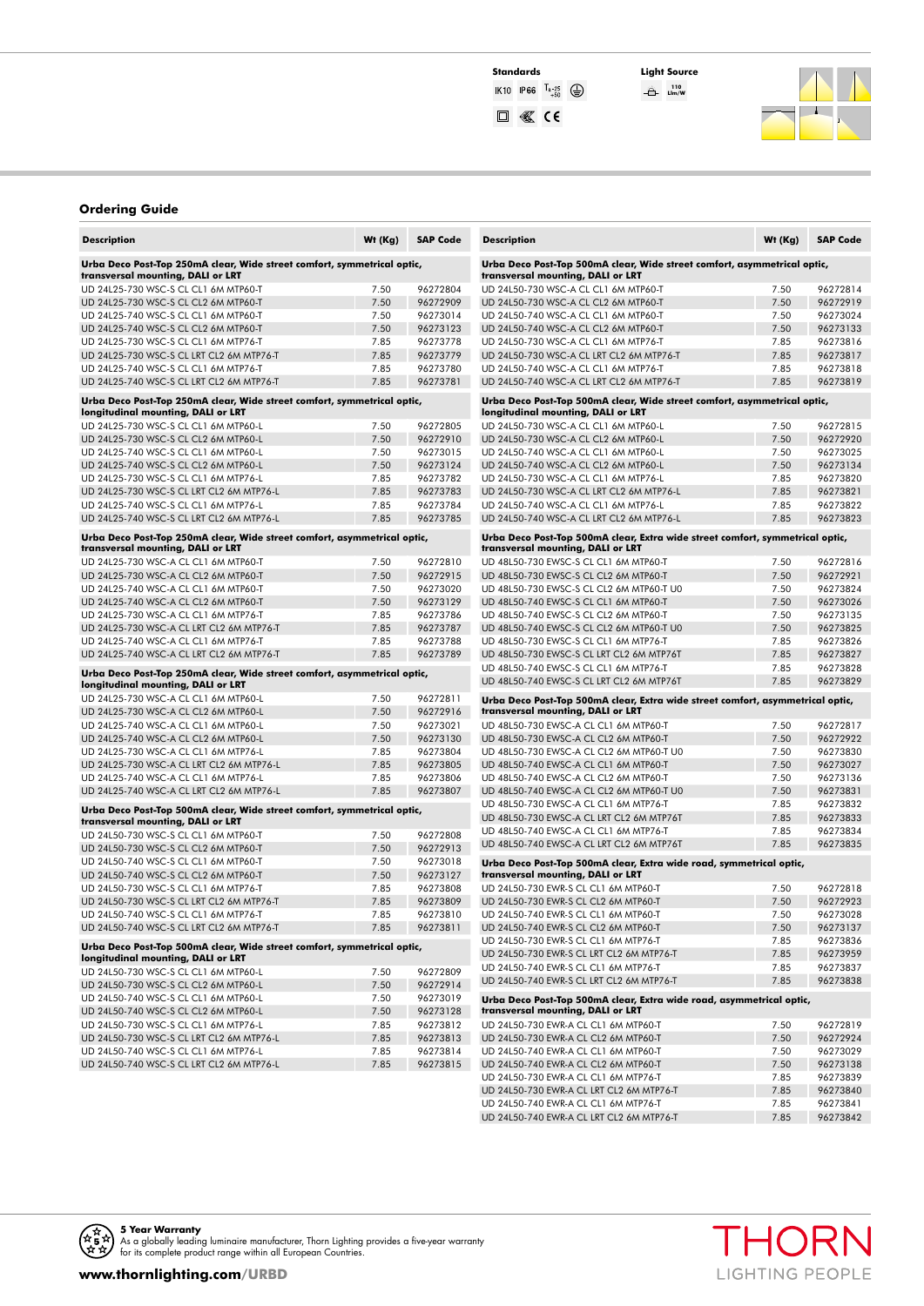**Standards**

IK10 IP66 $T_{a}$ -25 +50

**Light Source**

110 Llm/W

## Ordering Guide

| Description | Wt (Kg) | SAP Code |
|---|---|---|
| **Urba Deco Post-Top 250mA clear, Wide street comfort, symmetrical optic, transversal mounting, DALI or LRT** | | |
| UD 24L25-730 WSC-S CL CL1 6M MTP60-T | 7.50 | 96272804 |
| UD 24L25-730 WSC-S CL CL2 6M MTP60-T | 7.50 | 96272909 |
| UD 24L25-740 WSC-S CL CL1 6M MTP60-T | 7.50 | 96273014 |
| UD 24L25-740 WSC-S CL CL2 6M MTP60-T | 7.50 | 96273123 |
| UD 24L25-730 WSC-S CL CL1 6M MTP76-T | 7.85 | 96273778 |
| UD 24L25-730 WSC-S CL LRT CL2 6M MTP76-T | 7.85 | 96273779 |
| UD 24L25-740 WSC-S CL CL1 6M MTP76-T | 7.85 | 96273780 |
| UD 24L25-740 WSC-S CL LRT CL2 6M MTP76-T | 7.85 | 96273781 |
| **Urba Deco Post-Top 250mA clear, Wide street comfort, symmetrical optic, longitudinal mounting, DALI or LRT** | | |
| UD 24L25-730 WSC-S CL CL1 6M MTP60-L | 7.50 | 96272805 |
| UD 24L25-730 WSC-S CL CL2 6M MTP60-L | 7.50 | 96272910 |
| UD 24L25-740 WSC-S CL CL1 6M MTP60-L | 7.50 | 96273015 |
| UD 24L25-740 WSC-S CL CL2 6M MTP60-L | 7.50 | 96273124 |
| UD 24L25-730 WSC-S CL CL1 6M MTP76-L | 7.85 | 96273782 |
| UD 24L25-730 WSC-S CL LRT CL2 6M MTP76-L | 7.85 | 96273783 |
| UD 24L25-740 WSC-S CL CL1 6M MTP76-L | 7.85 | 96273784 |
| UD 24L25-740 WSC-S CL LRT CL2 6M MTP76-L | 7.85 | 96273785 |
| **Urba Deco Post-Top 250mA clear, Wide street comfort, asymmetrical optic, transversal mounting, DALI or LRT** | | |
| UD 24L25-730 WSC-A CL CL1 6M MTP60-T | 7.50 | 96272810 |
| UD 24L25-730 WSC-A CL CL2 6M MTP60-T | 7.50 | 96272915 |
| UD 24L25-740 WSC-A CL CL1 6M MTP60-T | 7.50 | 96273020 |
| UD 24L25-740 WSC-A CL CL2 6M MTP60-T | 7.50 | 96273129 |
| UD 24L25-730 WSC-A CL CL1 6M MTP76-T | 7.85 | 96273786 |
| UD 24L25-730 WSC-A CL LRT CL2 6M MTP76-T | 7.85 | 96273787 |
| UD 24L25-740 WSC-A CL CL1 6M MTP76-T | 7.85 | 96273788 |
| UD 24L25-740 WSC-A CL LRT CL2 6M MTP76-T | 7.85 | 96273789 |
| **Urba Deco Post-Top 250mA clear, Wide street comfort, asymmetrical optic, longitudinal mounting, DALI or LRT** | | |
| UD 24L25-730 WSC-A CL CL1 6M MTP60-L | 7.50 | 96272811 |
| UD 24L25-730 WSC-A CL CL2 6M MTP60-L | 7.50 | 96272916 |
| UD 24L25-740 WSC-A CL CL1 6M MTP60-L | 7.50 | 96273021 |
| UD 24L25-740 WSC-A CL CL2 6M MTP60-L | 7.50 | 96273130 |
| UD 24L25-730 WSC-A CL CL1 6M MTP76-L | 7.85 | 96273804 |
| UD 24L25-730 WSC-A CL LRT CL2 6M MTP76-L | 7.85 | 96273805 |
| UD 24L25-740 WSC-A CL CL1 6M MTP76-L | 7.85 | 96273806 |
| UD 24L25-740 WSC-A CL LRT CL2 6M MTP76-L | 7.85 | 96273807 |
| **Urba Deco Post-Top 500mA clear, Wide street comfort, symmetrical optic, transversal mounting, DALI or LRT** | | |
| UD 24L50-730 WSC-S CL CL1 6M MTP60-T | 7.50 | 96272808 |
| UD 24L50-730 WSC-S CL CL2 6M MTP60-T | 7.50 | 96272913 |
| UD 24L50-740 WSC-S CL CL1 6M MTP60-T | 7.50 | 96273018 |
| UD 24L50-740 WSC-S CL CL2 6M MTP60-T | 7.50 | 96273127 |
| UD 24L50-730 WSC-S CL CL1 6M MTP76-T | 7.85 | 96273808 |
| UD 24L50-730 WSC-S CL LRT CL2 6M MTP76-T | 7.85 | 96273809 |
| UD 24L50-740 WSC-S CL CL1 6M MTP76-T | 7.85 | 96273810 |
| UD 24L50-740 WSC-S CL LRT CL2 6M MTP76-T | 7.85 | 96273811 |
| **Urba Deco Post-Top 500mA clear, Wide street comfort, symmetrical optic, longitudinal mounting, DALI or LRT** | | |
| UD 24L50-730 WSC-S CL CL1 6M MTP60-L | 7.50 | 96272809 |
| UD 24L50-730 WSC-S CL CL2 6M MTP60-L | 7.50 | 96272914 |
| UD 24L50-740 WSC-S CL CL1 6M MTP60-L | 7.50 | 96273019 |
| UD 24L50-740 WSC-S CL CL2 6M MTP60-L | 7.50 | 96273128 |
| UD 24L50-730 WSC-S CL CL1 6M MTP76-L | 7.85 | 96273812 |
| UD 24L50-730 WSC-S CL LRT CL2 6M MTP76-L | 7.85 | 96273813 |
| UD 24L50-740 WSC-S CL CL1 6M MTP76-L | 7.85 | 96273814 |
| UD 24L50-740 WSC-S CL LRT CL2 6M MTP76-L | 7.85 | 96273815 |
| **Urba Deco Post-Top 500mA clear, Wide street comfort, asymmetrical optic, transversal mounting, DALI or LRT** | | |
| UD 24L50-730 WSC-A CL CL1 6M MTP60-T | 7.50 | 96272814 |
| UD 24L50-730 WSC-A CL CL2 6M MTP60-T | 7.50 | 96272919 |
| UD 24L50-740 WSC-A CL CL1 6M MTP60-T | 7.50 | 96273024 |
| UD 24L50-740 WSC-A CL CL2 6M MTP60-T | 7.50 | 96273133 |
| UD 24L50-730 WSC-A CL CL1 6M MTP76-T | 7.85 | 96273816 |
| UD 24L50-730 WSC-A CL LRT CL2 6M MTP76-T | 7.85 | 96273817 |
| UD 24L50-740 WSC-A CL CL1 6M MTP76-T | 7.85 | 96273818 |
| UD 24L50-740 WSC-A CL LRT CL2 6M MTP76-T | 7.85 | 96273819 |
| **Urba Deco Post-Top 500mA clear, Wide street comfort, asymmetrical optic, longitudinal mounting, DALI or LRT** | | |
| UD 24L50-730 WSC-A CL CL1 6M MTP60-L | 7.50 | 96272815 |
| UD 24L50-730 WSC-A CL CL2 6M MTP60-L | 7.50 | 96272920 |
| UD 24L50-740 WSC-A CL CL1 6M MTP60-L | 7.50 | 96273025 |
| UD 24L50-740 WSC-A CL CL2 6M MTP60-L | 7.50 | 96273134 |
| UD 24L50-730 WSC-A CL CL1 6M MTP76-L | 7.85 | 96273820 |
| UD 24L50-730 WSC-A CL LRT CL2 6M MTP76-L | 7.85 | 96273821 |
| UD 24L50-740 WSC-A CL CL1 6M MTP76-L | 7.85 | 96273822 |
| UD 24L50-740 WSC-A CL LRT CL2 6M MTP76-L | 7.85 | 96273823 |
| **Urba Deco Post-Top 500mA clear, Extra wide street comfort, symmetrical optic, transversal mounting, DALI or LRT** | | |
| UD 48L50-730 EWSC-S CL CL1 6M MTP60-T | 7.50 | 96272816 |
| UD 48L50-730 EWSC-S CL CL2 6M MTP60-T | 7.50 | 96272921 |
| UD 48L50-730 EWSC-S CL CL2 6M MTP60-T U0 | 7.50 | 96273824 |
| UD 48L50-740 EWSC-S CL CL1 6M MTP60-T | 7.50 | 96273026 |
| UD 48L50-740 EWSC-S CL CL2 6M MTP60-T | 7.50 | 96273135 |
| UD 48L50-740 EWSC-S CL CL2 6M MTP60-T U0 | 7.50 | 96273825 |
| UD 48L50-730 EWSC-S CL CL1 6M MTP76-T | 7.85 | 96273826 |
| UD 48L50-730 EWSC-S CL LRT CL2 6M MTP76T | 7.85 | 96273827 |
| UD 48L50-740 EWSC-S CL CL1 6M MTP76-T | 7.85 | 96273828 |
| UD 48L50-740 EWSC-S CL LRT CL2 6M MTP76T | 7.85 | 96273829 |
| **Urba Deco Post-Top 500mA clear, Extra wide street comfort, asymmetrical optic, transversal mounting, DALI or LRT** | | |
| UD 48L50-730 EWSC-A CL CL1 6M MTP60-T | 7.50 | 96272817 |
| UD 48L50-730 EWSC-A CL CL2 6M MTP60-T | 7.50 | 96272922 |
| UD 48L50-730 EWSC-A CL CL2 6M MTP60-T U0 | 7.50 | 96273830 |
| UD 48L50-740 EWSC-A CL CL1 6M MTP60-T | 7.50 | 96273027 |
| UD 48L50-740 EWSC-A CL CL2 6M MTP60-T | 7.50 | 96273136 |
| UD 48L50-740 EWSC-A CL CL2 6M MTP60-T U0 | 7.50 | 96273831 |
| UD 48L50-730 EWSC-A CL CL1 6M MTP76-T | 7.85 | 96273832 |
| UD 48L50-730 EWSC-A CL LRT CL2 6M MTP76T | 7.85 | 96273833 |
| UD 48L50-740 EWSC-A CL CL1 6M MTP76-T | 7.85 | 96273834 |
| UD 48L50-740 EWSC-A CL LRT CL2 6M MTP76T | 7.85 | 96273835 |
| **Urba Deco Post-Top 500mA clear, Extra wide road, symmetrical optic, transversal mounting, DALI or LRT** | | |
| UD 24L50-730 EWR-S CL CL1 6M MTP60-T | 7.50 | 96272818 |
| UD 24L50-730 EWR-S CL CL2 6M MTP60-T | 7.50 | 96272923 |
| UD 24L50-740 EWR-S CL CL1 6M MTP60-T | 7.50 | 96273028 |
| UD 24L50-740 EWR-S CL CL2 6M MTP60-T | 7.50 | 96273137 |
| UD 24L50-730 EWR-S CL CL1 6M MTP76-T | 7.85 | 96273836 |
| UD 24L50-730 EWR-S CL LRT CL2 6M MTP76-T | 7.85 | 96273959 |
| UD 24L50-740 EWR-S CL CL1 6M MTP76-T | 7.85 | 96273837 |
| UD 24L50-740 EWR-S CL LRT CL2 6M MTP76-T | 7.85 | 96273838 |
| **Urba Deco Post-Top 500mA clear, Extra wide road, asymmetrical optic, transversal mounting, DALI or LRT** | | |
| UD 24L50-730 EWR-A CL CL1 6M MTP60-T | 7.50 | 96272819 |
| UD 24L50-730 EWR-A CL CL2 6M MTP60-T | 7.50 | 96272924 |
| UD 24L50-740 EWR-A CL CL1 6M MTP60-T | 7.50 | 96273029 |
| UD 24L50-740 EWR-A CL CL2 6M MTP60-T | 7.50 | 96273138 |
| UD 24L50-730 EWR-A CL CL1 6M MTP76-T | 7.85 | 96273839 |
| UD 24L50-730 EWR-A CL LRT CL2 6M MTP76-T | 7.85 | 96273840 |
| UD 24L50-740 EWR-A CL CL1 6M MTP76-T | 7.85 | 96273841 |
| UD 24L50-740 EWR-A CL LRT CL2 6M MTP76-T | 7.85 | 96273842 |

**5 Year Warranty**
As a globally leading luminaire manufacturer, Thorn Lighting provides a five-year warranty for its complete product range within all European Countries.

**www.thornlighting.com/URBD**

THORN
LIGHTING PEOPLE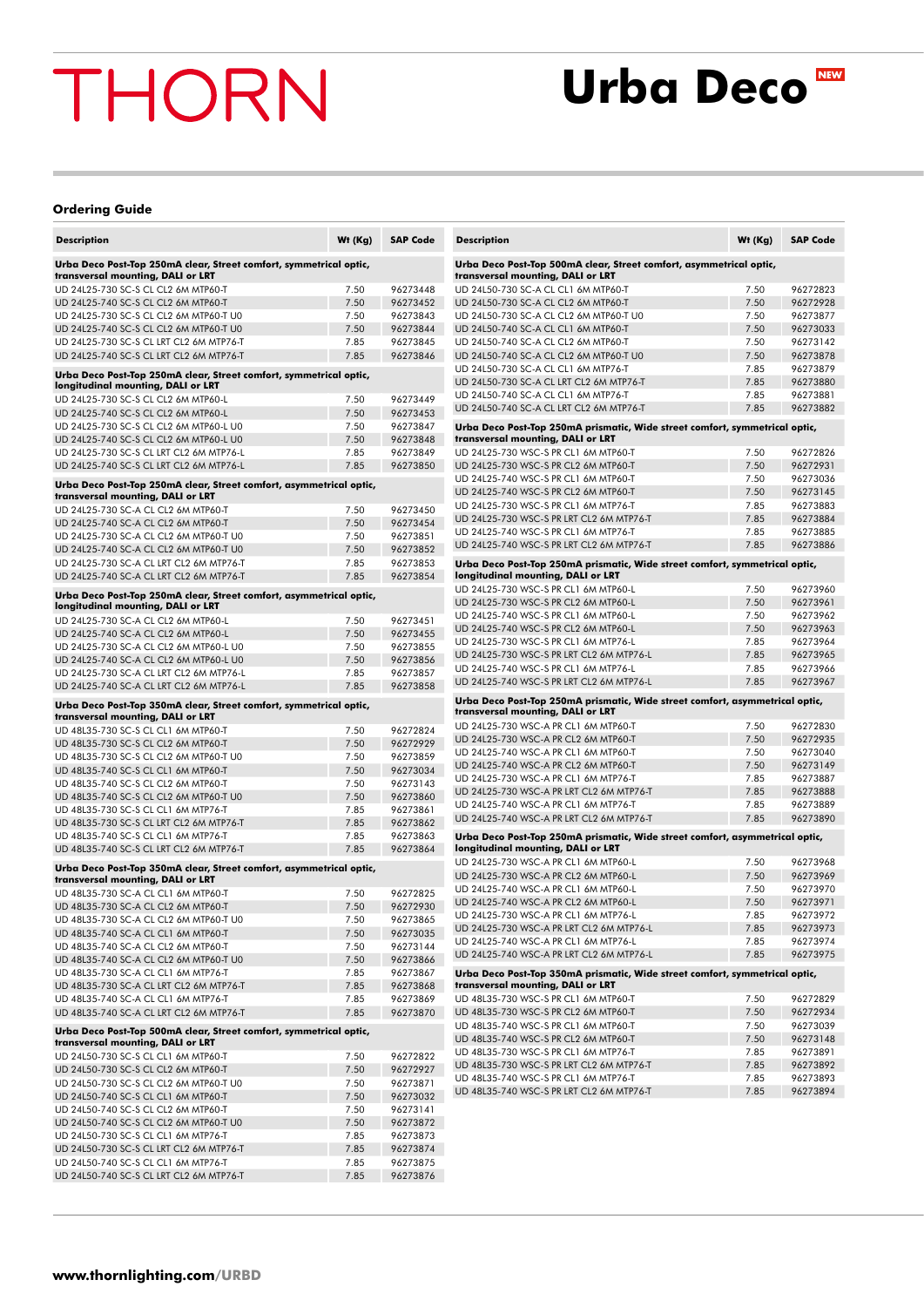# THORN

# Urba Deco NEW

## Ordering Guide

| Description | Wt (Kg) | SAP Code |
|---|---|---|
| **Urba Deco Post-Top 250mA clear, Street comfort, symmetrical optic, transversal mounting, DALI or LRT** | | |
| UD 24L25-730 SC-S CL CL2 6M MTP60-T | 7.50 | 96273448 |
| UD 24L25-740 SC-S CL CL2 6M MTP60-T | 7.50 | 96273452 |
| UD 24L25-730 SC-S CL CL2 6M MTP60-T U0 | 7.50 | 96273843 |
| UD 24L25-740 SC-S CL CL2 6M MTP60-T U0 | 7.50 | 96273844 |
| UD 24L25-730 SC-S CL LRT CL2 6M MTP76-T | 7.85 | 96273845 |
| UD 24L25-740 SC-S CL LRT CL2 6M MTP76-T | 7.85 | 96273846 |
| **Urba Deco Post-Top 250mA clear, Street comfort, symmetrical optic, longitudinal mounting, DALI or LRT** | | |
| UD 24L25-730 SC-S CL CL2 6M MTP60-L | 7.50 | 96273449 |
| UD 24L25-740 SC-S CL CL2 6M MTP60-L | 7.50 | 96273453 |
| UD 24L25-730 SC-S CL CL2 6M MTP60-L U0 | 7.50 | 96273847 |
| UD 24L25-740 SC-S CL CL2 6M MTP60-L U0 | 7.50 | 96273848 |
| UD 24L25-730 SC-S CL LRT CL2 6M MTP76-L | 7.85 | 96273849 |
| UD 24L25-740 SC-S CL LRT CL2 6M MTP76-L | 7.85 | 96273850 |
| **Urba Deco Post-Top 250mA clear, Street comfort, asymmetrical optic, transversal mounting, DALI or LRT** | | |
| UD 24L25-730 SC-A CL CL2 6M MTP60-T | 7.50 | 96273450 |
| UD 24L25-740 SC-A CL CL2 6M MTP60-T | 7.50 | 96273454 |
| UD 24L25-730 SC-A CL CL2 6M MTP60-T U0 | 7.50 | 96273851 |
| UD 24L25-740 SC-A CL CL2 6M MTP60-T U0 | 7.50 | 96273852 |
| UD 24L25-730 SC-A CL LRT CL2 6M MTP76-T | 7.85 | 96273853 |
| UD 24L25-740 SC-A CL LRT CL2 6M MTP76-T | 7.85 | 96273854 |
| **Urba Deco Post-Top 250mA clear, Street comfort, asymmetrical optic, longitudinal mounting, DALI or LRT** | | |
| UD 24L25-730 SC-A CL CL2 6M MTP60-L | 7.50 | 96273451 |
| UD 24L25-740 SC-A CL CL2 6M MTP60-L | 7.50 | 96273455 |
| UD 24L25-730 SC-A CL CL2 6M MTP60-L U0 | 7.50 | 96273855 |
| UD 24L25-740 SC-A CL CL2 6M MTP60-L U0 | 7.50 | 96273856 |
| UD 24L25-730 SC-A CL LRT CL2 6M MTP76-L | 7.85 | 96273857 |
| UD 24L25-740 SC-A CL LRT CL2 6M MTP76-L | 7.85 | 96273858 |
| **Urba Deco Post-Top 350mA clear, Street comfort, symmetrical optic, transversal mounting, DALI or LRT** | | |
| UD 48L35-730 SC-S CL CL1 6M MTP60-T | 7.50 | 96272824 |
| UD 48L35-730 SC-S CL CL2 6M MTP60-T | 7.50 | 96272929 |
| UD 48L35-730 SC-S CL CL2 6M MTP60-T U0 | 7.50 | 96273859 |
| UD 48L35-740 SC-S CL CL1 6M MTP60-T | 7.50 | 96273034 |
| UD 48L35-740 SC-S CL CL2 6M MTP60-T | 7.50 | 96273143 |
| UD 48L35-740 SC-S CL CL2 6M MTP60-T U0 | 7.50 | 96273860 |
| UD 48L35-730 SC-S CL CL1 6M MTP76-T | 7.85 | 96273861 |
| UD 48L35-730 SC-S CL LRT CL2 6M MTP76-T | 7.85 | 96273862 |
| UD 48L35-740 SC-S CL CL1 6M MTP76-T | 7.85 | 96273863 |
| UD 48L35-740 SC-S CL LRT CL2 6M MTP76-T | 7.85 | 96273864 |
| **Urba Deco Post-Top 350mA clear, Street comfort, asymmetrical optic, transversal mounting, DALI or LRT** | | |
| UD 48L35-730 SC-A CL CL1 6M MTP60-T | 7.50 | 96272825 |
| UD 48L35-730 SC-A CL CL2 6M MTP60-T | 7.50 | 96272930 |
| UD 48L35-730 SC-A CL CL2 6M MTP60-T U0 | 7.50 | 96273865 |
| UD 48L35-740 SC-A CL CL1 6M MTP60-T | 7.50 | 96273035 |
| UD 48L35-740 SC-A CL CL2 6M MTP60-T | 7.50 | 96273144 |
| UD 48L35-740 SC-A CL CL2 6M MTP60-T U0 | 7.50 | 96273866 |
| UD 48L35-730 SC-A CL CL1 6M MTP76-T | 7.85 | 96273867 |
| UD 48L35-730 SC-A CL LRT CL2 6M MTP76-T | 7.85 | 96273868 |
| UD 48L35-740 SC-A CL CL1 6M MTP76-T | 7.85 | 96273869 |
| UD 48L35-740 SC-A CL LRT CL2 6M MTP76-T | 7.85 | 96273870 |
| **Urba Deco Post-Top 500mA clear, Street comfort, symmetrical optic, transversal mounting, DALI or LRT** | | |
| UD 24L50-730 SC-S CL CL1 6M MTP60-T | 7.50 | 96272822 |
| UD 24L50-730 SC-S CL CL2 6M MTP60-T | 7.50 | 96272927 |
| UD 24L50-730 SC-S CL CL2 6M MTP60-T U0 | 7.50 | 96273871 |
| UD 24L50-740 SC-S CL CL1 6M MTP60-T | 7.50 | 96273032 |
| UD 24L50-740 SC-S CL CL2 6M MTP60-T | 7.50 | 96273141 |
| UD 24L50-740 SC-S CL CL2 6M MTP60-T U0 | 7.50 | 96273872 |
| UD 24L50-730 SC-S CL CL1 6M MTP76-T | 7.85 | 96273873 |
| UD 24L50-730 SC-S CL LRT CL2 6M MTP76-T | 7.85 | 96273874 |
| UD 24L50-740 SC-S CL CL1 6M MTP76-T | 7.85 | 96273875 |
| UD 24L50-740 SC-S CL LRT CL2 6M MTP76-T | 7.85 | 96273876 |

| Description | Wt (Kg) | SAP Code |
|---|---|---|
| **Urba Deco Post-Top 500mA clear, Street comfort, asymmetrical optic, transversal mounting, DALI or LRT** | | |
| UD 24L50-730 SC-A CL CL1 6M MTP60-T | 7.50 | 96272823 |
| UD 24L50-730 SC-A CL CL2 6M MTP60-T | 7.50 | 96272928 |
| UD 24L50-730 SC-A CL CL2 6M MTP60-T U0 | 7.50 | 96273877 |
| UD 24L50-740 SC-A CL CL1 6M MTP60-T | 7.50 | 96273033 |
| UD 24L50-740 SC-A CL CL2 6M MTP60-T | 7.50 | 96273142 |
| UD 24L50-740 SC-A CL CL2 6M MTP60-T U0 | 7.50 | 96273878 |
| UD 24L50-730 SC-A CL CL1 6M MTP76-T | 7.85 | 96273879 |
| UD 24L50-730 SC-A CL LRT CL2 6M MTP76-T | 7.85 | 96273880 |
| UD 24L50-740 SC-A CL CL1 6M MTP76-T | 7.85 | 96273881 |
| UD 24L50-740 SC-A CL LRT CL2 6M MTP76-T | 7.85 | 96273882 |
| **Urba Deco Post-Top 250mA prismatic, Wide street comfort, symmetrical optic, transversal mounting, DALI or LRT** | | |
| UD 24L25-730 WSC-S PR CL1 6M MTP60-T | 7.50 | 96272826 |
| UD 24L25-730 WSC-S PR CL2 6M MTP60-T | 7.50 | 96272931 |
| UD 24L25-740 WSC-S PR CL1 6M MTP60-T | 7.50 | 96273036 |
| UD 24L25-740 WSC-S PR CL2 6M MTP60-T | 7.50 | 96273145 |
| UD 24L25-730 WSC-S PR CL1 6M MTP76-T | 7.85 | 96273883 |
| UD 24L25-730 WSC-S PR LRT CL2 6M MTP76-T | 7.85 | 96273884 |
| UD 24L25-740 WSC-S PR CL1 6M MTP76-T | 7.85 | 96273885 |
| UD 24L25-740 WSC-S PR LRT CL2 6M MTP76-T | 7.85 | 96273886 |
| **Urba Deco Post-Top 250mA prismatic, Wide street comfort, symmetrical optic, longitudinal mounting, DALI or LRT** | | |
| UD 24L25-730 WSC-S PR CL1 6M MTP60-L | 7.50 | 96273960 |
| UD 24L25-730 WSC-S PR CL2 6M MTP60-L | 7.50 | 96273961 |
| UD 24L25-740 WSC-S PR CL1 6M MTP60-L | 7.50 | 96273962 |
| UD 24L25-740 WSC-S PR CL2 6M MTP60-L | 7.50 | 96273963 |
| UD 24L25-730 WSC-S PR CL1 6M MTP76-L | 7.85 | 96273964 |
| UD 24L25-730 WSC-S PR LRT CL2 6M MTP76-L | 7.85 | 96273965 |
| UD 24L25-740 WSC-S PR CL1 6M MTP76-L | 7.85 | 96273966 |
| UD 24L25-740 WSC-S PR LRT CL2 6M MTP76-L | 7.85 | 96273967 |
| **Urba Deco Post-Top 250mA prismatic, Wide street comfort, asymmetrical optic, transversal mounting, DALI or LRT** | | |
| UD 24L25-730 WSC-A PR CL1 6M MTP60-T | 7.50 | 96272830 |
| UD 24L25-730 WSC-A PR CL2 6M MTP60-T | 7.50 | 96272935 |
| UD 24L25-740 WSC-A PR CL1 6M MTP60-T | 7.50 | 96273040 |
| UD 24L25-740 WSC-A PR CL2 6M MTP60-T | 7.50 | 96273149 |
| UD 24L25-730 WSC-A PR CL1 6M MTP76-T | 7.85 | 96273887 |
| UD 24L25-730 WSC-A PR LRT CL2 6M MTP76-T | 7.85 | 96273888 |
| UD 24L25-740 WSC-A PR CL1 6M MTP76-T | 7.85 | 96273889 |
| UD 24L25-740 WSC-A PR LRT CL2 6M MTP76-T | 7.85 | 96273890 |
| **Urba Deco Post-Top 250mA prismatic, Wide street comfort, asymmetrical optic, longitudinal mounting, DALI or LRT** | | |
| UD 24L25-730 WSC-A PR CL1 6M MTP60-L | 7.50 | 96273968 |
| UD 24L25-730 WSC-A PR CL2 6M MTP60-L | 7.50 | 96273969 |
| UD 24L25-740 WSC-A PR CL1 6M MTP60-L | 7.50 | 96273970 |
| UD 24L25-740 WSC-A PR CL2 6M MTP60-L | 7.50 | 96273971 |
| UD 24L25-730 WSC-A PR CL1 6M MTP76-L | 7.85 | 96273972 |
| UD 24L25-730 WSC-A PR LRT CL2 6M MTP76-L | 7.85 | 96273973 |
| UD 24L25-740 WSC-A PR CL1 6M MTP76-L | 7.85 | 96273974 |
| UD 24L25-740 WSC-A PR LRT CL2 6M MTP76-L | 7.85 | 96273975 |
| **Urba Deco Post-Top 350mA prismatic, Wide street comfort, symmetrical optic, transversal mounting, DALI or LRT** | | |
| UD 48L35-730 WSC-S PR CL1 6M MTP60-T | 7.50 | 96272829 |
| UD 48L35-730 WSC-S PR CL2 6M MTP60-T | 7.50 | 96272934 |
| UD 48L35-740 WSC-S PR CL1 6M MTP60-T | 7.50 | 96273039 |
| UD 48L35-740 WSC-S PR CL2 6M MTP60-T | 7.50 | 96273148 |
| UD 48L35-730 WSC-S PR CL1 6M MTP76-T | 7.85 | 96273891 |
| UD 48L35-730 WSC-S PR LRT CL2 6M MTP76-T | 7.85 | 96273892 |
| UD 48L35-740 WSC-S PR CL1 6M MTP76-T | 7.85 | 96273893 |
| UD 48L35-740 WSC-S PR LRT CL2 6M MTP76-T | 7.85 | 96273894 |

www.thornlighting.com/URBD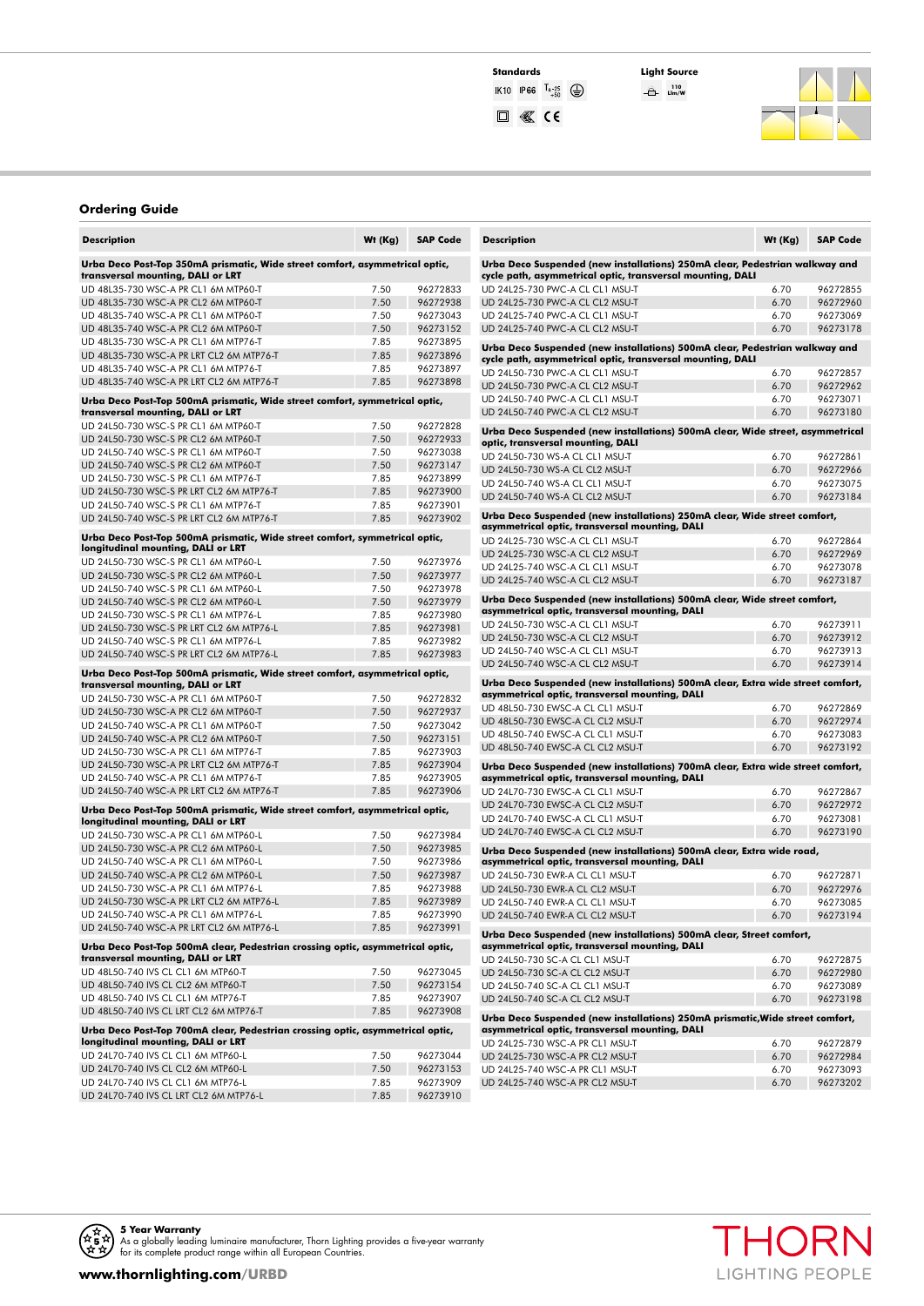**Standards**

IK10 IP66 $T_a$ -25 +50

**Light Source**

110 Lm/W

## Ordering Guide

| Description | Wt (Kg) | SAP Code |
|---|---|---|
| **Urba Deco Post-Top 350mA prismatic, Wide street comfort, asymmetrical optic, transversal mounting, DALI or LRT** | | |
| UD 48L35-730 WSC-A PR CL1 6M MTP60-T | 7.50 | 96272833 |
| UD 48L35-730 WSC-A PR CL2 6M MTP60-T | 7.50 | 96272938 |
| UD 48L35-740 WSC-A PR CL1 6M MTP60-T | 7.50 | 96273043 |
| UD 48L35-740 WSC-A PR CL2 6M MTP60-T | 7.50 | 96273152 |
| UD 48L35-730 WSC-A PR CL1 6M MTP76-T | 7.85 | 96273895 |
| UD 48L35-730 WSC-A PR LRT CL2 6M MTP76-T | 7.85 | 96273896 |
| UD 48L35-740 WSC-A PR CL1 6M MTP76-T | 7.85 | 96273897 |
| UD 48L35-740 WSC-A PR LRT CL2 6M MTP76-T | 7.85 | 96273898 |
| **Urba Deco Post-Top 500mA prismatic, Wide street comfort, symmetrical optic, transversal mounting, DALI or LRT** | | |
| UD 24L50-730 WSC-S PR CL1 6M MTP60-T | 7.50 | 96272828 |
| UD 24L50-730 WSC-S PR CL2 6M MTP60-T | 7.50 | 96272933 |
| UD 24L50-740 WSC-S PR CL1 6M MTP60-T | 7.50 | 96273038 |
| UD 24L50-740 WSC-S PR CL2 6M MTP60-T | 7.50 | 96273147 |
| UD 24L50-730 WSC-S PR CL1 6M MTP76-T | 7.85 | 96273899 |
| UD 24L50-730 WSC-S PR LRT CL2 6M MTP76-T | 7.85 | 96273900 |
| UD 24L50-740 WSC-S PR CL1 6M MTP76-T | 7.85 | 96273901 |
| UD 24L50-740 WSC-S PR LRT CL2 6M MTP76-T | 7.85 | 96273902 |
| **Urba Deco Post-Top 500mA prismatic, Wide street comfort, symmetrical optic, longitudinal mounting, DALI or LRT** | | |
| UD 24L50-730 WSC-S PR CL1 6M MTP60-L | 7.50 | 96273976 |
| UD 24L50-730 WSC-S PR CL2 6M MTP60-L | 7.50 | 96273977 |
| UD 24L50-740 WSC-S PR CL1 6M MTP60-L | 7.50 | 96273978 |
| UD 24L50-740 WSC-S PR CL2 6M MTP60-L | 7.50 | 96273979 |
| UD 24L50-730 WSC-S PR CL1 6M MTP76-L | 7.85 | 96273980 |
| UD 24L50-730 WSC-S PR LRT CL2 6M MTP76-L | 7.85 | 96273981 |
| UD 24L50-740 WSC-S PR CL1 6M MTP76-L | 7.85 | 96273982 |
| UD 24L50-740 WSC-S PR LRT CL2 6M MTP76-L | 7.85 | 96273983 |
| **Urba Deco Post-Top 500mA prismatic, Wide street comfort, asymmetrical optic, transversal mounting, DALI or LRT** | | |
| UD 24L50-730 WSC-A PR CL1 6M MTP60-T | 7.50 | 96272832 |
| UD 24L50-730 WSC-A PR CL2 6M MTP60-T | 7.50 | 96272937 |
| UD 24L50-740 WSC-A PR CL1 6M MTP60-T | 7.50 | 96273042 |
| UD 24L50-740 WSC-A PR CL2 6M MTP60-T | 7.50 | 96273151 |
| UD 24L50-730 WSC-A PR CL1 6M MTP76-T | 7.85 | 96273903 |
| UD 24L50-730 WSC-A PR LRT CL2 6M MTP76-T | 7.85 | 96273904 |
| UD 24L50-740 WSC-A PR CL1 6M MTP76-T | 7.85 | 96273905 |
| UD 24L50-740 WSC-A PR LRT CL2 6M MTP76-T | 7.85 | 96273906 |
| **Urba Deco Post-Top 500mA prismatic, Wide street comfort, asymmetrical optic, longitudinal mounting, DALI or LRT** | | |
| UD 24L50-730 WSC-A PR CL1 6M MTP60-L | 7.50 | 96273984 |
| UD 24L50-730 WSC-A PR CL2 6M MTP60-L | 7.50 | 96273985 |
| UD 24L50-740 WSC-A PR CL1 6M MTP60-L | 7.50 | 96273986 |
| UD 24L50-740 WSC-A PR CL2 6M MTP60-L | 7.50 | 96273987 |
| UD 24L50-730 WSC-A PR CL1 6M MTP76-L | 7.85 | 96273988 |
| UD 24L50-730 WSC-A PR LRT CL2 6M MTP76-L | 7.85 | 96273989 |
| UD 24L50-740 WSC-A PR CL1 6M MTP76-L | 7.85 | 96273990 |
| UD 24L50-740 WSC-A PR LRT CL2 6M MTP76-L | 7.85 | 96273991 |
| **Urba Deco Post-Top 500mA clear, Pedestrian crossing optic, asymmetrical optic, transversal mounting, DALI or LRT** | | |
| UD 48L50-740 IVS CL CL1 6M MTP60-T | 7.50 | 96273045 |
| UD 48L50-740 IVS CL CL2 6M MTP60-T | 7.50 | 96273154 |
| UD 48L50-740 IVS CL CL1 6M MTP76-T | 7.85 | 96273907 |
| UD 48L50-740 IVS CL LRT CL2 6M MTP76-T | 7.85 | 96273908 |
| **Urba Deco Post-Top 700mA clear, Pedestrian crossing optic, asymmetrical optic, longitudinal mounting, DALI or LRT** | | |
| UD 24L70-740 IVS CL CL1 6M MTP60-L | 7.50 | 96273044 |
| UD 24L70-740 IVS CL CL2 6M MTP60-L | 7.50 | 96273153 |
| UD 24L70-740 IVS CL CL1 6M MTP76-L | 7.85 | 96273909 |
| UD 24L70-740 IVS CL LRT CL2 6M MTP76-L | 7.85 | 96273910 |

| Description | Wt (Kg) | SAP Code |
|---|---|---|
| **Urba Deco Suspended (new installations) 250mA clear, Pedestrian walkway and cycle path, asymmetrical optic, transversal mounting, DALI** | | |
| UD 24L25-730 PWC-A CL CL1 MSU-T | 6.70 | 96272855 |
| UD 24L25-730 PWC-A CL CL2 MSU-T | 6.70 | 96272960 |
| UD 24L25-740 PWC-A CL CL1 MSU-T | 6.70 | 96273069 |
| UD 24L25-740 PWC-A CL CL2 MSU-T | 6.70 | 96273178 |
| **Urba Deco Suspended (new installations) 500mA clear, Pedestrian walkway and cycle path, asymmetrical optic, transversal mounting, DALI** | | |
| UD 24L50-730 PWC-A CL CL1 MSU-T | 6.70 | 96272857 |
| UD 24L50-730 PWC-A CL CL2 MSU-T | 6.70 | 96272962 |
| UD 24L50-740 PWC-A CL CL1 MSU-T | 6.70 | 96273071 |
| UD 24L50-740 PWC-A CL CL2 MSU-T | 6.70 | 96273180 |
| **Urba Deco Suspended (new installations) 500mA clear, Wide street, asymmetrical optic, transversal mounting, DALI** | | |
| UD 24L50-730 WS-A CL CL1 MSU-T | 6.70 | 96272861 |
| UD 24L50-730 WS-A CL CL2 MSU-T | 6.70 | 96272966 |
| UD 24L50-740 WS-A CL CL1 MSU-T | 6.70 | 96273075 |
| UD 24L50-740 WS-A CL CL2 MSU-T | 6.70 | 96273184 |
| **Urba Deco Suspended (new installations) 250mA clear, Wide street comfort, asymmetrical optic, transversal mounting, DALI** | | |
| UD 24L25-730 WSC-A CL CL1 MSU-T | 6.70 | 96272864 |
| UD 24L25-730 WSC-A CL CL2 MSU-T | 6.70 | 96272969 |
| UD 24L25-740 WSC-A CL CL1 MSU-T | 6.70 | 96273078 |
| UD 24L25-740 WSC-A CL CL2 MSU-T | 6.70 | 96273187 |
| **Urba Deco Suspended (new installations) 500mA clear, Wide street comfort, asymmetrical optic, transversal mounting, DALI** | | |
| UD 24L50-730 WSC-A CL CL1 MSU-T | 6.70 | 96273911 |
| UD 24L50-730 WSC-A CL CL2 MSU-T | 6.70 | 96273912 |
| UD 24L50-740 WSC-A CL CL1 MSU-T | 6.70 | 96273913 |
| UD 24L50-740 WSC-A CL CL2 MSU-T | 6.70 | 96273914 |
| **Urba Deco Suspended (new installations) 500mA clear, Extra wide street comfort, asymmetrical optic, transversal mounting, DALI** | | |
| UD 48L50-730 EWSC-A CL CL1 MSU-T | 6.70 | 96272869 |
| UD 48L50-730 EWSC-A CL CL2 MSU-T | 6.70 | 96272974 |
| UD 48L50-740 EWSC-A CL CL1 MSU-T | 6.70 | 96273083 |
| UD 48L50-740 EWSC-A CL CL2 MSU-T | 6.70 | 96273192 |
| **Urba Deco Suspended (new installations) 700mA clear, Extra wide street comfort, asymmetrical optic, transversal mounting, DALI** | | |
| UD 24L70-730 EWSC-A CL CL1 MSU-T | 6.70 | 96272867 |
| UD 24L70-730 EWSC-A CL CL2 MSU-T | 6.70 | 96272972 |
| UD 24L70-740 EWSC-A CL CL1 MSU-T | 6.70 | 96273081 |
| UD 24L70-740 EWSC-A CL CL2 MSU-T | 6.70 | 96273190 |
| **Urba Deco Suspended (new installations) 500mA clear, Extra wide road, asymmetrical optic, transversal mounting, DALI** | | |
| UD 24L50-730 EWR-A CL CL1 MSU-T | 6.70 | 96272871 |
| UD 24L50-730 EWR-A CL CL2 MSU-T | 6.70 | 96272976 |
| UD 24L50-740 EWR-A CL CL1 MSU-T | 6.70 | 96273085 |
| UD 24L50-740 EWR-A CL CL2 MSU-T | 6.70 | 96273194 |
| **Urba Deco Suspended (new installations) 500mA clear, Street comfort, asymmetrical optic, transversal mounting, DALI** | | |
| UD 24L50-730 SC-A CL CL1 MSU-T | 6.70 | 96272875 |
| UD 24L50-730 SC-A CL CL2 MSU-T | 6.70 | 96272980 |
| UD 24L50-740 SC-A CL CL1 MSU-T | 6.70 | 96273089 |
| UD 24L50-740 SC-A CL CL2 MSU-T | 6.70 | 96273198 |
| **Urba Deco Suspended (new installations) 250mA prismatic,Wide street comfort, asymmetrical optic, transversal mounting, DALI** | | |
| UD 24L25-730 WSC-A PR CL1 MSU-T | 6.70 | 96272879 |
| UD 24L25-730 WSC-A PR CL2 MSU-T | 6.70 | 96272984 |
| UD 24L25-740 WSC-A PR CL1 MSU-T | 6.70 | 96273093 |
| UD 24L25-740 WSC-A PR CL2 MSU-T | 6.70 | 96273202 |

**5 Year Warranty**
As a globally leading luminaire manufacturer, Thorn Lighting provides a five-year warranty for its complete product range within all European Countries.

**www.thornlighting.com/URBD**

THORN
LIGHTING PEOPLE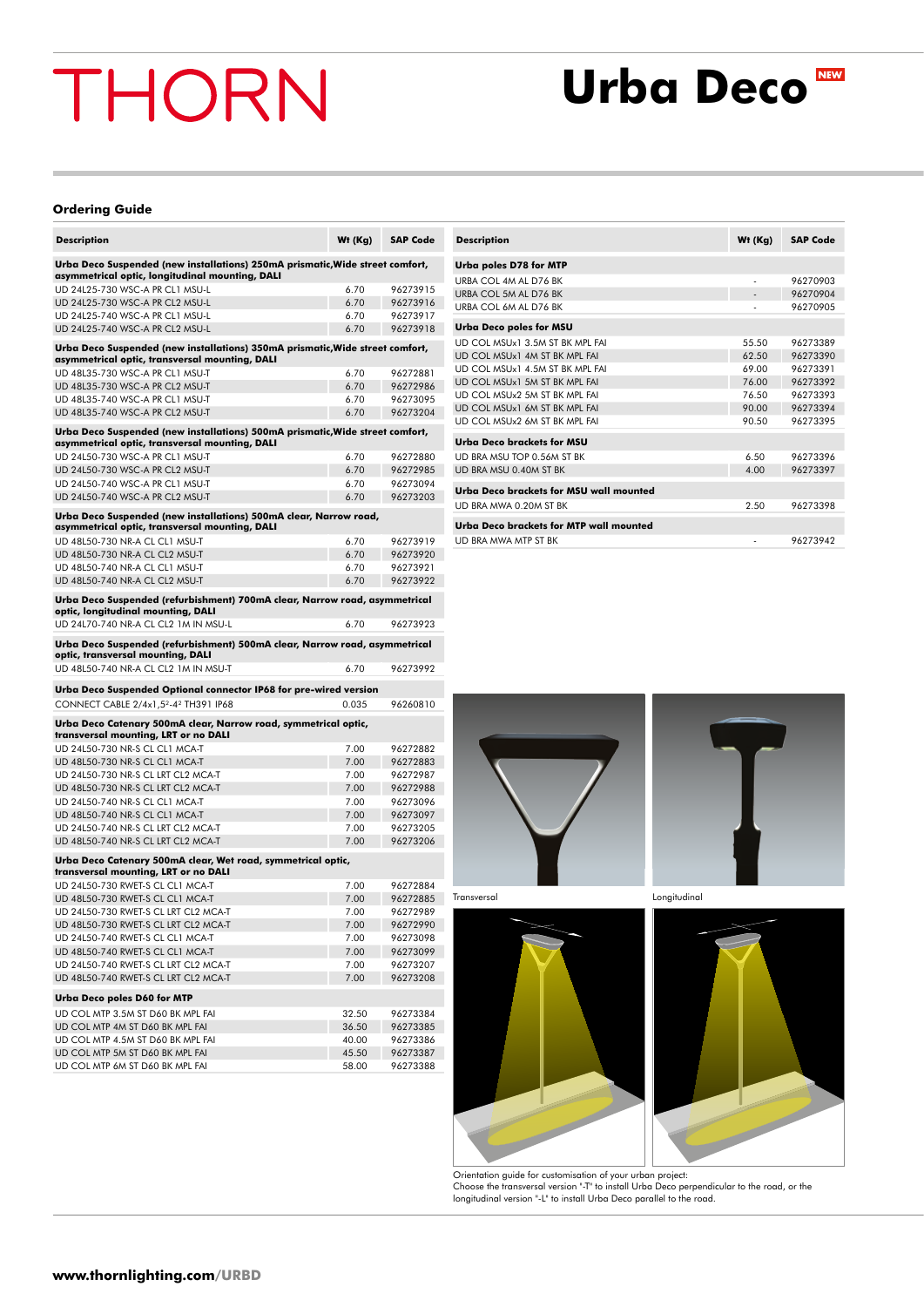# THORN

# Urba Deco NEW

## Ordering Guide

| Description | Wt (Kg) | SAP Code |
|---|---|---|
| **Urba Deco Suspended (new installations) 250mA prismatic,Wide street comfort, asymmetrical optic, longitudinal mounting, DALI** | | |
| UD 24L25-730 WSC-A PR CL1 MSU-L | 6.70 | 96273915 |
| UD 24L25-730 WSC-A PR CL2 MSU-L | 6.70 | 96273916 |
| UD 24L25-740 WSC-A PR CL1 MSU-L | 6.70 | 96273917 |
| UD 24L25-740 WSC-A PR CL2 MSU-L | 6.70 | 96273918 |
| **Urba Deco Suspended (new installations) 350mA prismatic,Wide street comfort, asymmetrical optic, transversal mounting, DALI** | | |
| UD 48L35-730 WSC-A PR CL1 MSU-T | 6.70 | 96272881 |
| UD 48L35-730 WSC-A PR CL2 MSU-T | 6.70 | 96272986 |
| UD 48L35-740 WSC-A PR CL1 MSU-T | 6.70 | 96273095 |
| UD 48L35-740 WSC-A PR CL2 MSU-T | 6.70 | 96273204 |
| **Urba Deco Suspended (new installations) 500mA prismatic,Wide street comfort, asymmetrical optic, transversal mounting, DALI** | | |
| UD 24L50-730 WSC-A PR CL1 MSU-T | 6.70 | 96272880 |
| UD 24L50-730 WSC-A PR CL2 MSU-T | 6.70 | 96272985 |
| UD 24L50-740 WSC-A PR CL1 MSU-T | 6.70 | 96273094 |
| UD 24L50-740 WSC-A PR CL2 MSU-T | 6.70 | 96273203 |
| **Urba Deco Suspended (new installations) 500mA clear, Narrow road, asymmetrical optic, transversal mounting, DALI** | | |
| UD 48L50-730 NR-A CL CL1 MSU-T | 6.70 | 96273919 |
| UD 48L50-730 NR-A CL CL2 MSU-T | 6.70 | 96273920 |
| UD 48L50-740 NR-A CL CL1 MSU-T | 6.70 | 96273921 |
| UD 48L50-740 NR-A CL CL2 MSU-T | 6.70 | 96273922 |
| **Urba Deco Suspended (refurbishment) 700mA clear, Narrow road, asymmetrical optic, longitudinal mounting, DALI** | | |
| UD 24L70-740 NR-A CL CL2 1M IN MSU-L | 6.70 | 96273923 |
| **Urba Deco Suspended (refurbishment) 500mA clear, Narrow road, asymmetrical optic, transversal mounting, DALI** | | |
| UD 48L50-740 NR-A CL CL2 1M IN MSU-T | 6.70 | 96273992 |
| **Urba Deco Suspended Optional connector IP68 for pre-wired version** | | |
| CONNECT CABLE 2/4x1,5²-4² TH391 IP68 | 0.035 | 96260810 |
| **Urba Deco Catenary 500mA clear, Narrow road, symmetrical optic, transversal mounting, LRT or no DALI** | | |
| UD 24L50-730 NR-S CL CL1 MCA-T | 7.00 | 96272882 |
| UD 48L50-730 NR-S CL CL1 MCA-T | 7.00 | 96272883 |
| UD 24L50-730 NR-S CL LRT CL2 MCA-T | 7.00 | 96272987 |
| UD 48L50-730 NR-S CL LRT CL2 MCA-T | 7.00 | 96272988 |
| UD 24L50-740 NR-S CL CL1 MCA-T | 7.00 | 96273096 |
| UD 48L50-740 NR-S CL CL1 MCA-T | 7.00 | 96273097 |
| UD 24L50-740 NR-S CL LRT CL2 MCA-T | 7.00 | 96273205 |
| UD 48L50-740 NR-S CL LRT CL2 MCA-T | 7.00 | 96273206 |
| **Urba Deco Catenary 500mA clear, Wet road, symmetrical optic, transversal mounting, LRT or no DALI** | | |
| UD 24L50-730 RWET-S CL CL1 MCA-T | 7.00 | 96272884 |
| UD 48L50-730 RWET-S CL CL1 MCA-T | 7.00 | 96272885 |
| UD 24L50-730 RWET-S CL LRT CL2 MCA-T | 7.00 | 96272989 |
| UD 48L50-730 RWET-S CL LRT CL2 MCA-T | 7.00 | 96272990 |
| UD 24L50-740 RWET-S CL CL1 MCA-T | 7.00 | 96273098 |
| UD 48L50-740 RWET-S CL CL1 MCA-T | 7.00 | 96273099 |
| UD 24L50-740 RWET-S CL LRT CL2 MCA-T | 7.00 | 96273207 |
| UD 48L50-740 RWET-S CL LRT CL2 MCA-T | 7.00 | 96273208 |
| **Urba Deco poles D60 for MTP** | | |
| UD COL MTP 3.5M ST D60 BK MPL FAI | 32.50 | 96273384 |
| UD COL MTP 4M ST D60 BK MPL FAI | 36.50 | 96273385 |
| UD COL MTP 4.5M ST D60 BK MPL FAI | 40.00 | 96273386 |
| UD COL MTP 5M ST D60 BK MPL FAI | 45.50 | 96273387 |
| UD COL MTP 6M ST D60 BK MPL FAI | 58.00 | 96273388 |

| Description | Wt (Kg) | SAP Code |
|---|---|---|
| **Urba poles D78 for MTP** | | |
| URBA COL 4M AL D76 BK | - | 96270903 |
| URBA COL 5M AL D76 BK | - | 96270904 |
| URBA COL 6M AL D76 BK | - | 96270905 |
| **Urba Deco poles for MSU** | | |
| UD COL MSUx1 3.5M ST BK MPL FAI | 55.50 | 96273389 |
| UD COL MSUx1 4M ST BK MPL FAI | 62.50 | 96273390 |
| UD COL MSUx1 4.5M ST BK MPL FAI | 69.00 | 96273391 |
| UD COL MSUx1 5M ST BK MPL FAI | 76.00 | 96273392 |
| UD COL MSUx2 5M ST BK MPL FAI | 76.50 | 96273393 |
| UD COL MSUx1 6M ST BK MPL FAI | 90.00 | 96273394 |
| UD COL MSUx2 6M ST BK MPL FAI | 90.50 | 96273395 |
| **Urba Deco brackets for MSU** | | |
| UD BRA MSU TOP 0.56M ST BK | 6.50 | 96273396 |
| UD BRA MSU 0.40M ST BK | 4.00 | 96273397 |
| **Urba Deco brackets for MSU wall mounted** | | |
| UD BRA MWA 0.20M ST BK | 2.50 | 96273398 |
| **Urba Deco brackets for MTP wall mounted** | | |
| UD BRA MWA MTP ST BK | - | 96273942 |

Transversal

Longitudinal

Orientation guide for customisation of your urban project:
Choose the transversal version "-T" to install Urba Deco perpendicular to the road, or the longitudinal version "-L" to install Urba Deco parallel to the road.

www.thornlighting.com/URBD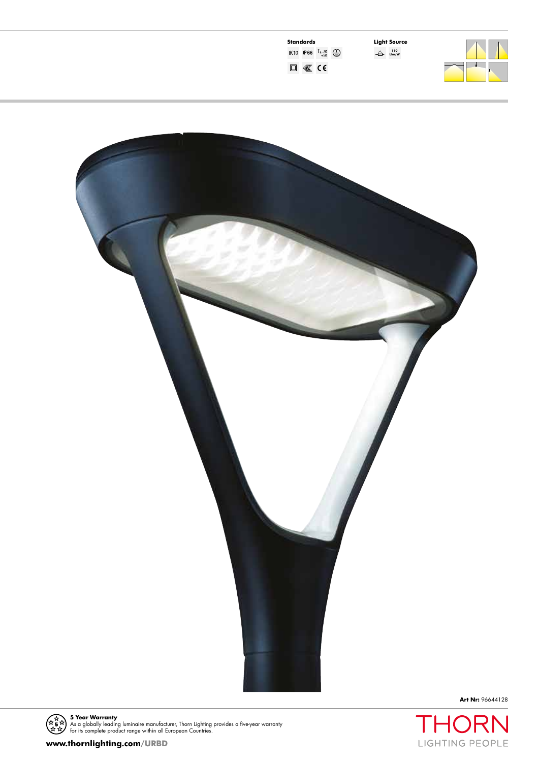**Standards**

IK10 IP66 $T_{a-25}^{+50}$

CE

**Light Source**

110 Lm/W

**Art Nr:** 96644128

**5 Year Warranty**
As a globally leading luminaire manufacturer, Thorn Lighting provides a five-year warranty for its complete product range within all European Countries.

**www.thornlighting.com/URBD**

THORN
LIGHTING PEOPLE